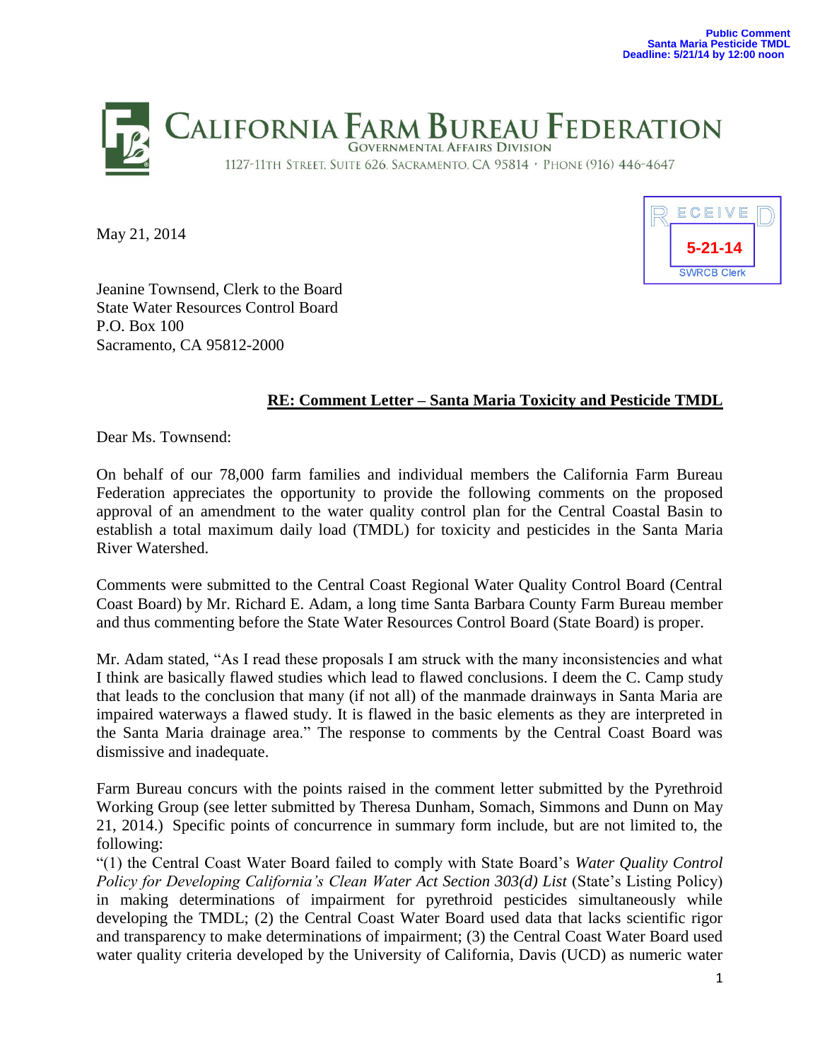**Public Comment**
**Santa Maria Pesticide TMDL**
**Deadline: 5/21/14 by 12:00 noon**

# CALIFORNIA FARM BUREAU FEDERATION

GOVERNMENTAL AFFAIRS DIVISION

1127-11TH STREET, SUITE 626, SACRAMENTO, CA 95814 · PHONE (916) 446-4647

RECEIVED
5-21-14
SWRCB Clerk

May 21, 2014

Jeanine Townsend, Clerk to the Board
State Water Resources Control Board
P.O. Box 100
Sacramento, CA 95812-2000

**RE: Comment Letter – Santa Maria Toxicity and Pesticide TMDL**

Dear Ms. Townsend:

On behalf of our 78,000 farm families and individual members the California Farm Bureau Federation appreciates the opportunity to provide the following comments on the proposed approval of an amendment to the water quality control plan for the Central Coastal Basin to establish a total maximum daily load (TMDL) for toxicity and pesticides in the Santa Maria River Watershed.

Comments were submitted to the Central Coast Regional Water Quality Control Board (Central Coast Board) by Mr. Richard E. Adam, a long time Santa Barbara County Farm Bureau member and thus commenting before the State Water Resources Control Board (State Board) is proper.

Mr. Adam stated, "As I read these proposals I am struck with the many inconsistencies and what I think are basically flawed studies which lead to flawed conclusions. I deem the C. Camp study that leads to the conclusion that many (if not all) of the manmade drainways in Santa Maria are impaired waterways a flawed study. It is flawed in the basic elements as they are interpreted in the Santa Maria drainage area." The response to comments by the Central Coast Board was dismissive and inadequate.

Farm Bureau concurs with the points raised in the comment letter submitted by the Pyrethroid Working Group (see letter submitted by Theresa Dunham, Somach, Simmons and Dunn on May 21, 2014.) Specific points of concurrence in summary form include, but are not limited to, the following:
"(1) the Central Coast Water Board failed to comply with State Board's *Water Quality Control Policy for Developing California's Clean Water Act Section 303(d) List* (State's Listing Policy) in making determinations of impairment for pyrethroid pesticides simultaneously while developing the TMDL; (2) the Central Coast Water Board used data that lacks scientific rigor and transparency to make determinations of impairment; (3) the Central Coast Water Board used water quality criteria developed by the University of California, Davis (UCD) as numeric water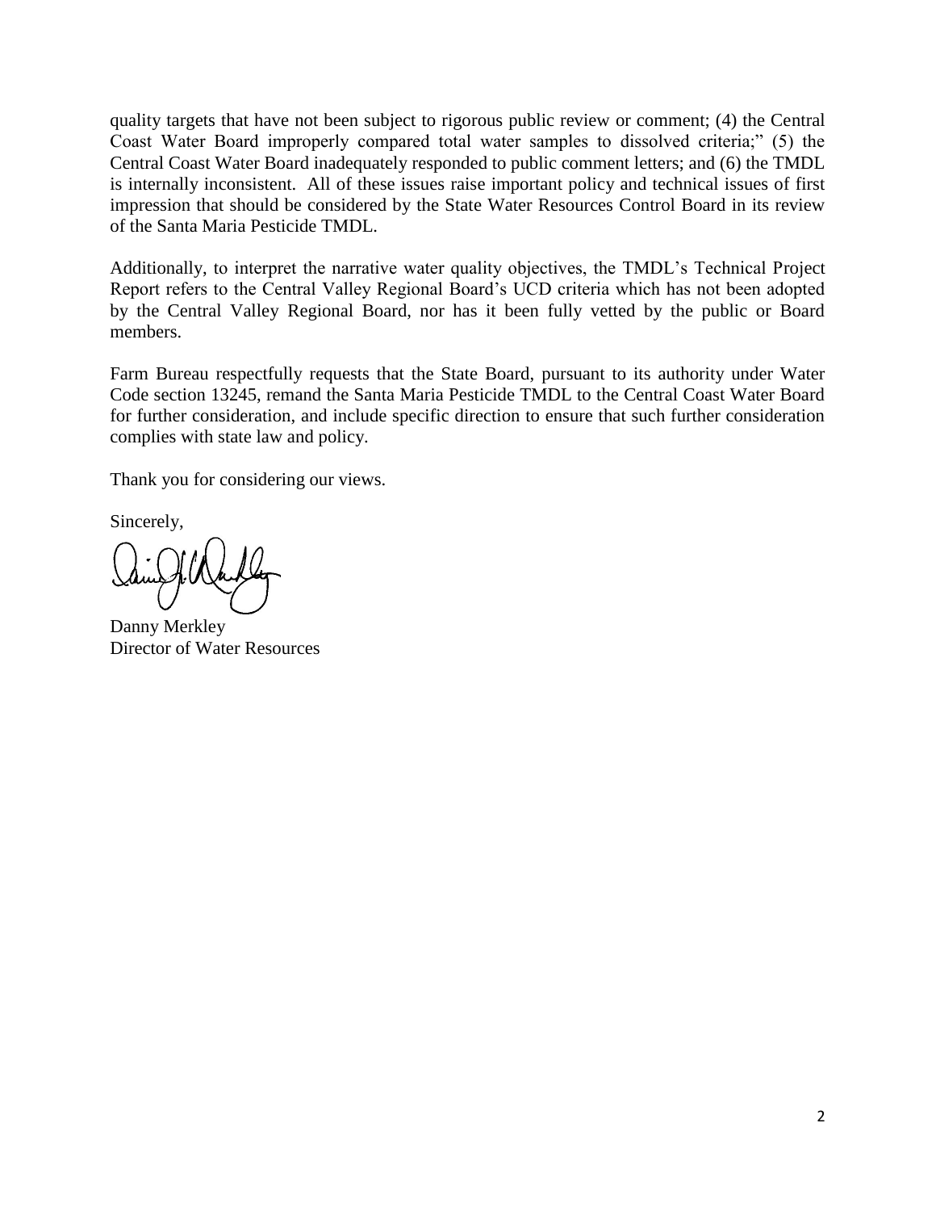quality targets that have not been subject to rigorous public review or comment; (4) the Central Coast Water Board improperly compared total water samples to dissolved criteria;" (5) the Central Coast Water Board inadequately responded to public comment letters; and (6) the TMDL is internally inconsistent. All of these issues raise important policy and technical issues of first impression that should be considered by the State Water Resources Control Board in its review of the Santa Maria Pesticide TMDL.

Additionally, to interpret the narrative water quality objectives, the TMDL's Technical Project Report refers to the Central Valley Regional Board's UCD criteria which has not been adopted by the Central Valley Regional Board, nor has it been fully vetted by the public or Board members.

Farm Bureau respectfully requests that the State Board, pursuant to its authority under Water Code section 13245, remand the Santa Maria Pesticide TMDL to the Central Coast Water Board for further consideration, and include specific direction to ensure that such further consideration complies with state law and policy.

Thank you for considering our views.

Sincerely,

Danny Merkley
Director of Water Resources